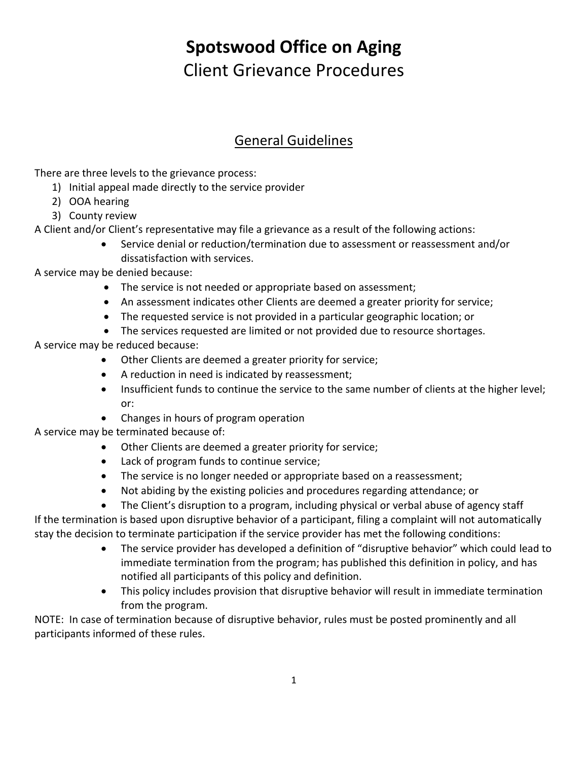# Spotswood Office on Aging

Client Grievance Procedures

## General Guidelines

There are three levels to the grievance process:

1) Initial appeal made directly to the service provider
2) OOA hearing
3) County review

A Client and/or Client's representative may file a grievance as a result of the following actions:

- Service denial or reduction/termination due to assessment or reassessment and/or dissatisfaction with services.

A service may be denied because:

- The service is not needed or appropriate based on assessment;
- An assessment indicates other Clients are deemed a greater priority for service;
- The requested service is not provided in a particular geographic location; or
- The services requested are limited or not provided due to resource shortages.

A service may be reduced because:

- Other Clients are deemed a greater priority for service;
- A reduction in need is indicated by reassessment;
- Insufficient funds to continue the service to the same number of clients at the higher level; or:
- Changes in hours of program operation

A service may be terminated because of:

- Other Clients are deemed a greater priority for service;
- Lack of program funds to continue service;
- The service is no longer needed or appropriate based on a reassessment;
- Not abiding by the existing policies and procedures regarding attendance; or
- The Client's disruption to a program, including physical or verbal abuse of agency staff

If the termination is based upon disruptive behavior of a participant, filing a complaint will not automatically stay the decision to terminate participation if the service provider has met the following conditions:

- The service provider has developed a definition of "disruptive behavior" which could lead to immediate termination from the program; has published this definition in policy, and has notified all participants of this policy and definition.
- This policy includes provision that disruptive behavior will result in immediate termination from the program.

NOTE: In case of termination because of disruptive behavior, rules must be posted prominently and all participants informed of these rules.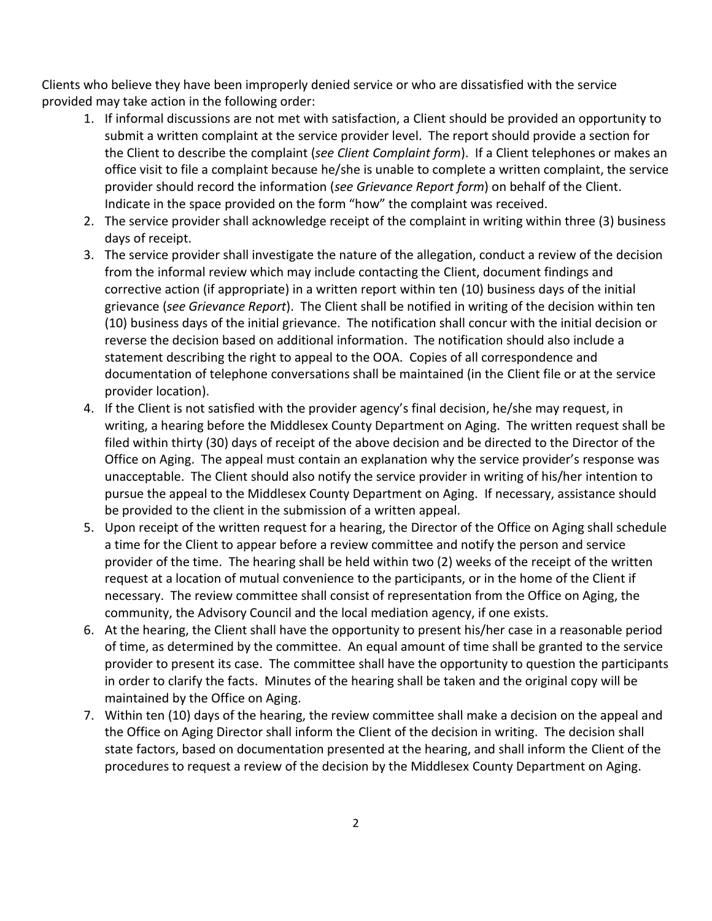Clients who believe they have been improperly denied service or who are dissatisfied with the service provided may take action in the following order:

1. If informal discussions are not met with satisfaction, a Client should be provided an opportunity to submit a written complaint at the service provider level. The report should provide a section for the Client to describe the complaint (*see Client Complaint form*). If a Client telephones or makes an office visit to file a complaint because he/she is unable to complete a written complaint, the service provider should record the information (*see Grievance Report form*) on behalf of the Client. Indicate in the space provided on the form "how" the complaint was received.
2. The service provider shall acknowledge receipt of the complaint in writing within three (3) business days of receipt.
3. The service provider shall investigate the nature of the allegation, conduct a review of the decision from the informal review which may include contacting the Client, document findings and corrective action (if appropriate) in a written report within ten (10) business days of the initial grievance (*see Grievance Report*). The Client shall be notified in writing of the decision within ten (10) business days of the initial grievance. The notification shall concur with the initial decision or reverse the decision based on additional information. The notification should also include a statement describing the right to appeal to the OOA. Copies of all correspondence and documentation of telephone conversations shall be maintained (in the Client file or at the service provider location).
4. If the Client is not satisfied with the provider agency's final decision, he/she may request, in writing, a hearing before the Middlesex County Department on Aging. The written request shall be filed within thirty (30) days of receipt of the above decision and be directed to the Director of the Office on Aging. The appeal must contain an explanation why the service provider's response was unacceptable. The Client should also notify the service provider in writing of his/her intention to pursue the appeal to the Middlesex County Department on Aging. If necessary, assistance should be provided to the client in the submission of a written appeal.
5. Upon receipt of the written request for a hearing, the Director of the Office on Aging shall schedule a time for the Client to appear before a review committee and notify the person and service provider of the time. The hearing shall be held within two (2) weeks of the receipt of the written request at a location of mutual convenience to the participants, or in the home of the Client if necessary. The review committee shall consist of representation from the Office on Aging, the community, the Advisory Council and the local mediation agency, if one exists.
6. At the hearing, the Client shall have the opportunity to present his/her case in a reasonable period of time, as determined by the committee. An equal amount of time shall be granted to the service provider to present its case. The committee shall have the opportunity to question the participants in order to clarify the facts. Minutes of the hearing shall be taken and the original copy will be maintained by the Office on Aging.
7. Within ten (10) days of the hearing, the review committee shall make a decision on the appeal and the Office on Aging Director shall inform the Client of the decision in writing. The decision shall state factors, based on documentation presented at the hearing, and shall inform the Client of the procedures to request a review of the decision by the Middlesex County Department on Aging.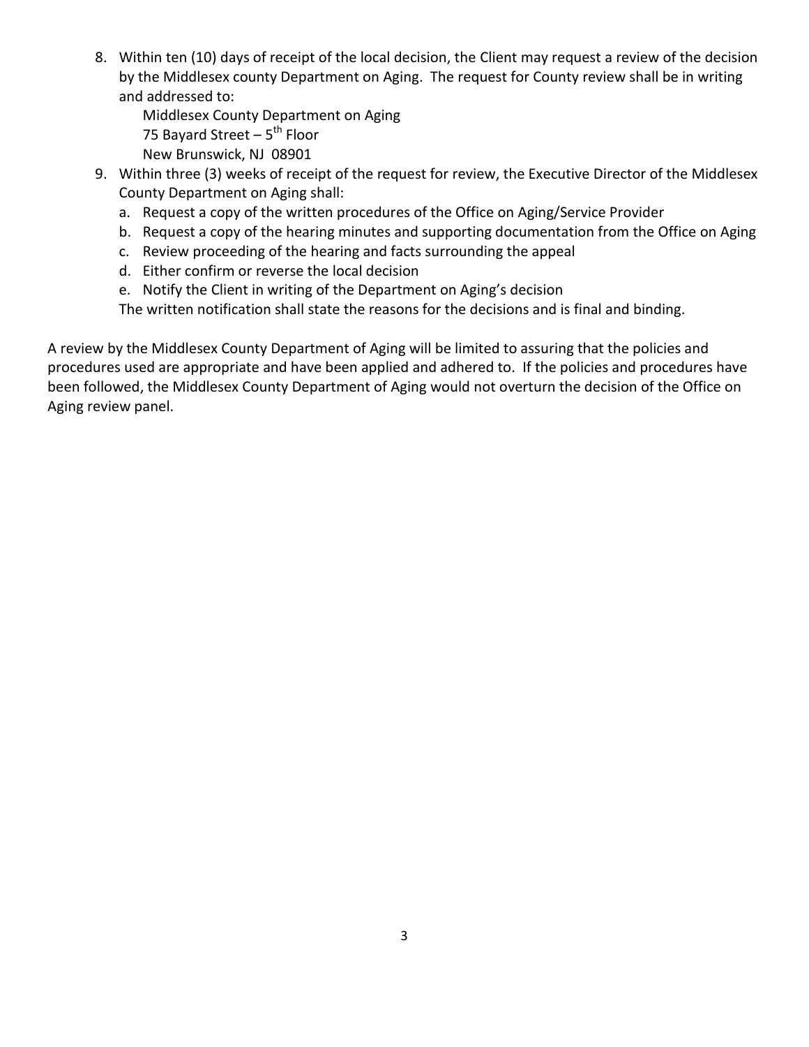8. Within ten (10) days of receipt of the local decision, the Client may request a review of the decision by the Middlesex county Department on Aging. The request for County review shall be in writing and addressed to:

   Middlesex County Department on Aging
   75 Bayard Street – 5th Floor
   New Brunswick, NJ 08901

9. Within three (3) weeks of receipt of the request for review, the Executive Director of the Middlesex County Department on Aging shall:
   a. Request a copy of the written procedures of the Office on Aging/Service Provider
   b. Request a copy of the hearing minutes and supporting documentation from the Office on Aging
   c. Review proceeding of the hearing and facts surrounding the appeal
   d. Either confirm or reverse the local decision
   e. Notify the Client in writing of the Department on Aging's decision

   The written notification shall state the reasons for the decisions and is final and binding.

A review by the Middlesex County Department of Aging will be limited to assuring that the policies and procedures used are appropriate and have been applied and adhered to. If the policies and procedures have been followed, the Middlesex County Department of Aging would not overturn the decision of the Office on Aging review panel.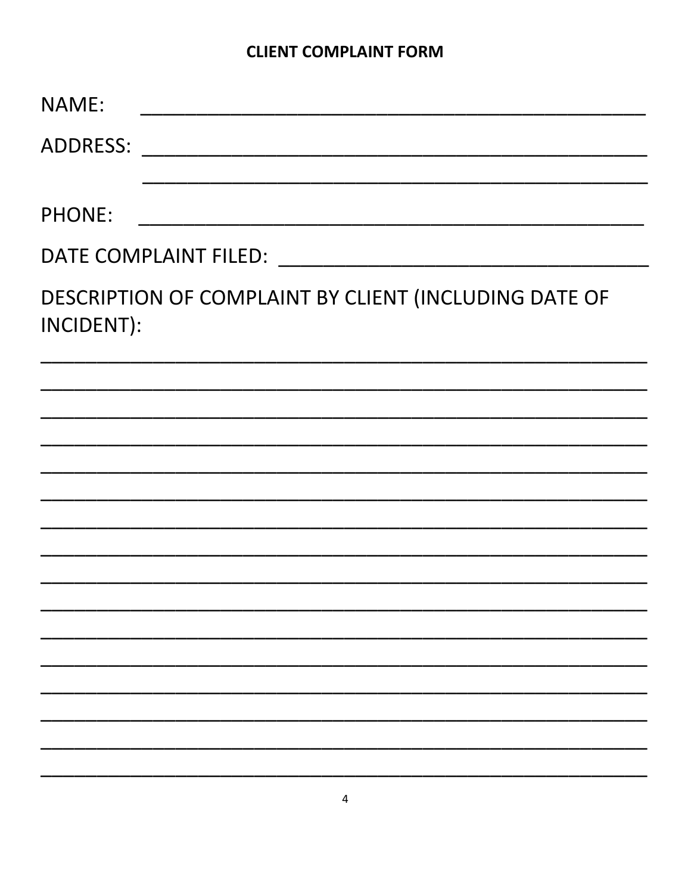## CLIENT COMPLAINT FORM

NAME: ______________________________________________

ADDRESS: ______________________________________________

______________________________________________

PHONE: ______________________________________________

DATE COMPLAINT FILED: ___________________________________

DESCRIPTION OF COMPLAINT BY CLIENT (INCLUDING DATE OF INCIDENT):

___________________________________________________________

___________________________________________________________

___________________________________________________________

___________________________________________________________

___________________________________________________________

___________________________________________________________

___________________________________________________________

___________________________________________________________

___________________________________________________________

___________________________________________________________

___________________________________________________________

___________________________________________________________

___________________________________________________________

___________________________________________________________

___________________________________________________________

___________________________________________________________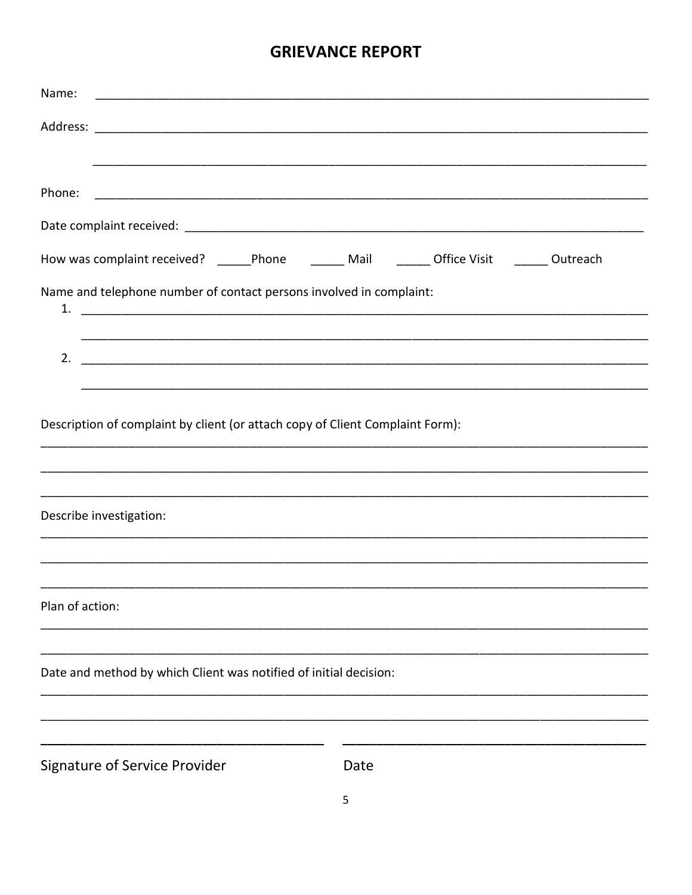# GRIEVANCE REPORT

Name: ____________________________________________________________________________

Address: __________________________________________________________________________

__________________________________________________________________________________

Phone: ___________________________________________________________________________

Date complaint received: ____________________________________________________________

How was complaint received? _____Phone _____ Mail _____ Office Visit _____ Outreach

Name and telephone number of contact persons involved in complaint:

1. _______________________________________________________________________________

   _______________________________________________________________________________

2. _______________________________________________________________________________

   _______________________________________________________________________________

Description of complaint by client (or attach copy of Client Complaint Form):

__________________________________________________________________________________

__________________________________________________________________________________

__________________________________________________________________________________

Describe investigation:

__________________________________________________________________________________

__________________________________________________________________________________

__________________________________________________________________________________

Plan of action:

__________________________________________________________________________________

__________________________________________________________________________________

Date and method by which Client was notified of initial decision:

__________________________________________________________________________________

__________________________________________________________________________________

_________________________________ _________________________________

Signature of Service Provider Date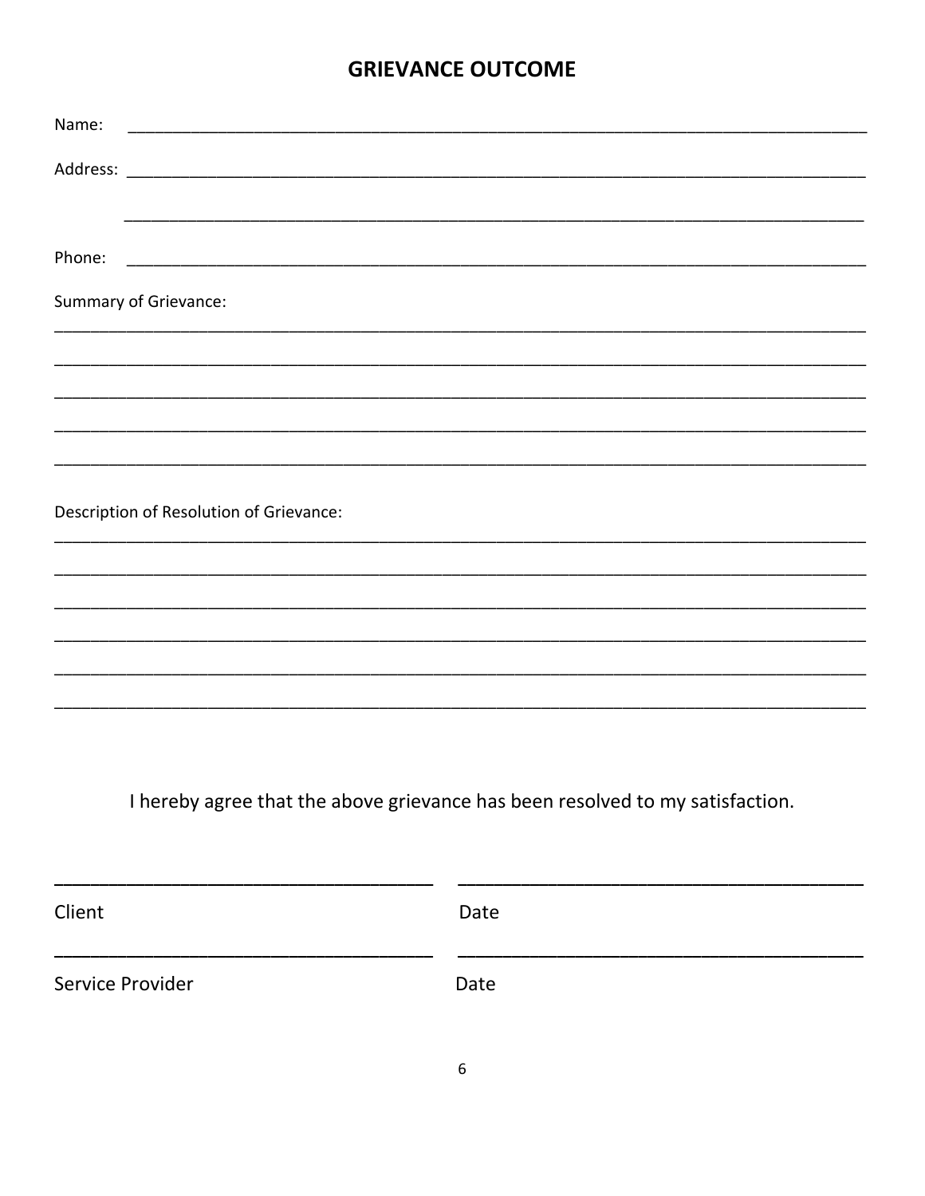## GRIEVANCE OUTCOME

Name: ______________________________________________________________________________

Address: ____________________________________________________________________________

______________________________________________________________________________

Phone: ______________________________________________________________________________

Summary of Grievance:

______________________________________________________________________________

______________________________________________________________________________

______________________________________________________________________________

______________________________________________________________________________

______________________________________________________________________________

Description of Resolution of Grievance:

______________________________________________________________________________

______________________________________________________________________________

______________________________________________________________________________

______________________________________________________________________________

______________________________________________________________________________

______________________________________________________________________________

I hereby agree that the above grievance has been resolved to my satisfaction.

_________________________________ _________________________________

Client Date

_________________________________ _________________________________

Service Provider Date